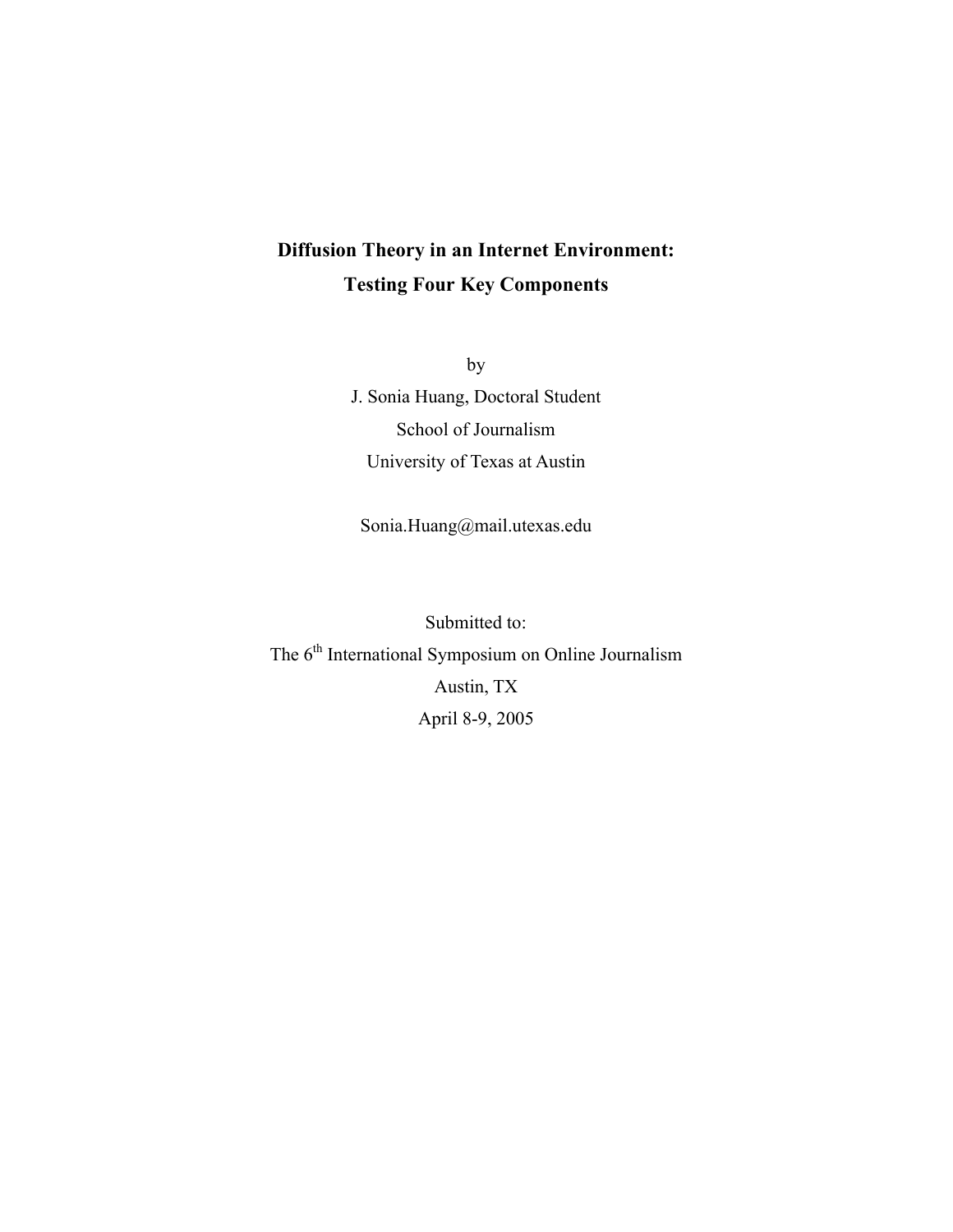# Diffusion Theory in an Internet Environment: Testing Four Key Components

by

J. Sonia Huang, Doctoral Student

School of Journalism

University of Texas at Austin

Sonia.Huang@mail.utexas.edu

Submitted to:

The 6th International Symposium on Online Journalism

Austin, TX

April 8-9, 2005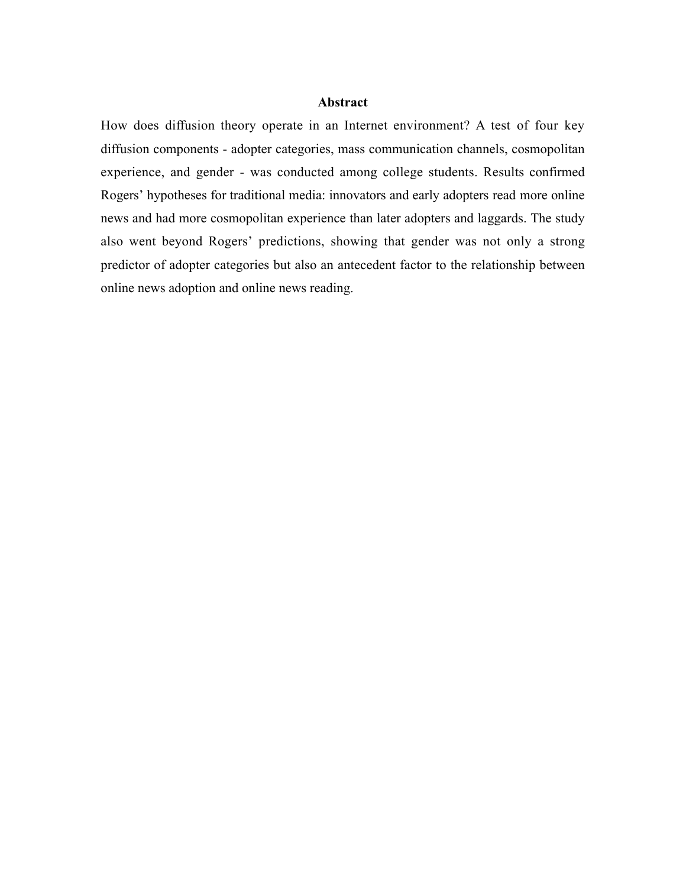## Abstract

How does diffusion theory operate in an Internet environment? A test of four key diffusion components - adopter categories, mass communication channels, cosmopolitan experience, and gender - was conducted among college students. Results confirmed Rogers' hypotheses for traditional media: innovators and early adopters read more online news and had more cosmopolitan experience than later adopters and laggards. The study also went beyond Rogers' predictions, showing that gender was not only a strong predictor of adopter categories but also an antecedent factor to the relationship between online news adoption and online news reading.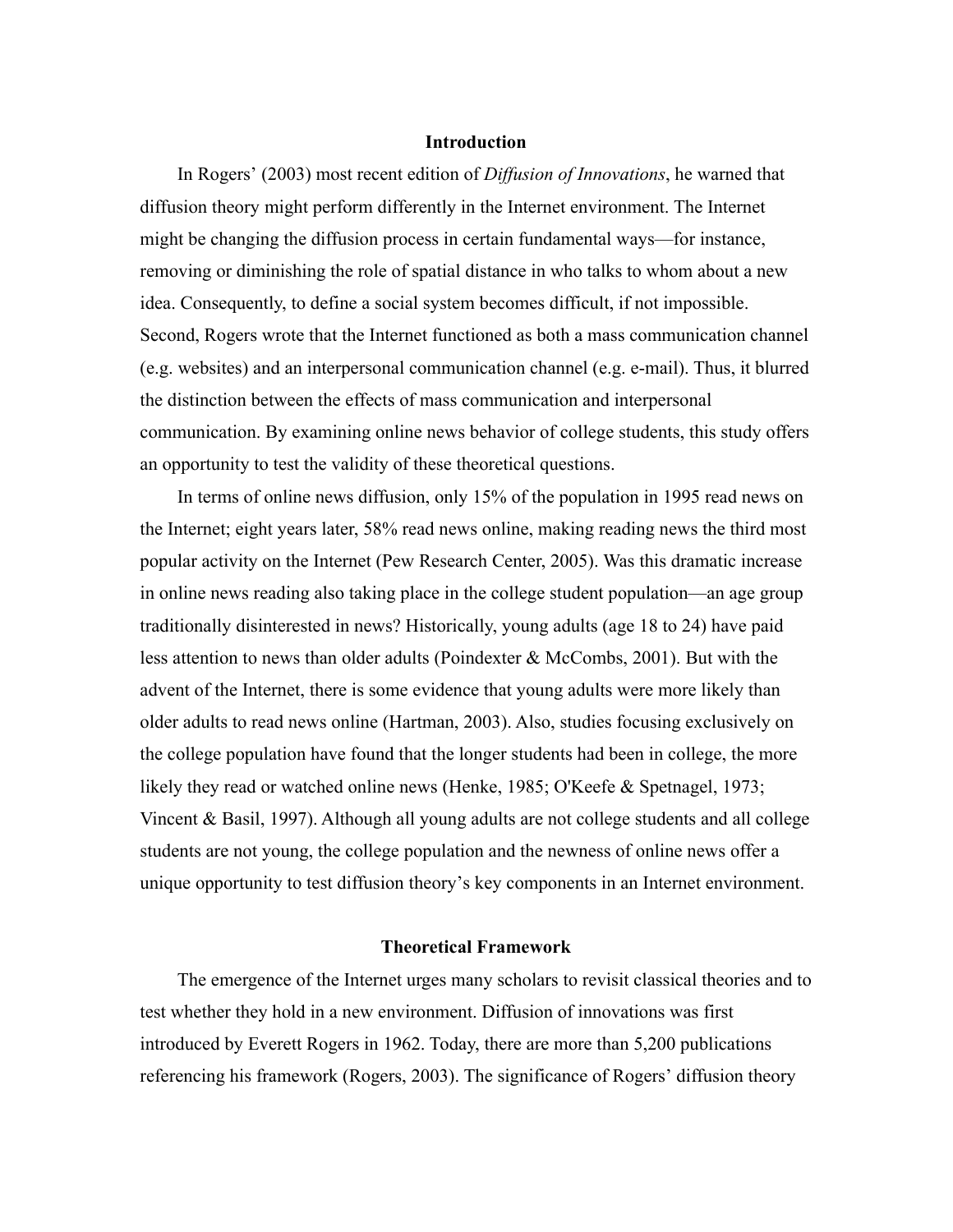## Introduction

In Rogers' (2003) most recent edition of *Diffusion of Innovations*, he warned that diffusion theory might perform differently in the Internet environment. The Internet might be changing the diffusion process in certain fundamental ways—for instance, removing or diminishing the role of spatial distance in who talks to whom about a new idea. Consequently, to define a social system becomes difficult, if not impossible. Second, Rogers wrote that the Internet functioned as both a mass communication channel (e.g. websites) and an interpersonal communication channel (e.g. e-mail). Thus, it blurred the distinction between the effects of mass communication and interpersonal communication. By examining online news behavior of college students, this study offers an opportunity to test the validity of these theoretical questions.

In terms of online news diffusion, only 15% of the population in 1995 read news on the Internet; eight years later, 58% read news online, making reading news the third most popular activity on the Internet (Pew Research Center, 2005). Was this dramatic increase in online news reading also taking place in the college student population—an age group traditionally disinterested in news? Historically, young adults (age 18 to 24) have paid less attention to news than older adults (Poindexter & McCombs, 2001). But with the advent of the Internet, there is some evidence that young adults were more likely than older adults to read news online (Hartman, 2003). Also, studies focusing exclusively on the college population have found that the longer students had been in college, the more likely they read or watched online news (Henke, 1985; O'Keefe & Spetnagel, 1973; Vincent & Basil, 1997). Although all young adults are not college students and all college students are not young, the college population and the newness of online news offer a unique opportunity to test diffusion theory's key components in an Internet environment.

## Theoretical Framework

The emergence of the Internet urges many scholars to revisit classical theories and to test whether they hold in a new environment. Diffusion of innovations was first introduced by Everett Rogers in 1962. Today, there are more than 5,200 publications referencing his framework (Rogers, 2003). The significance of Rogers' diffusion theory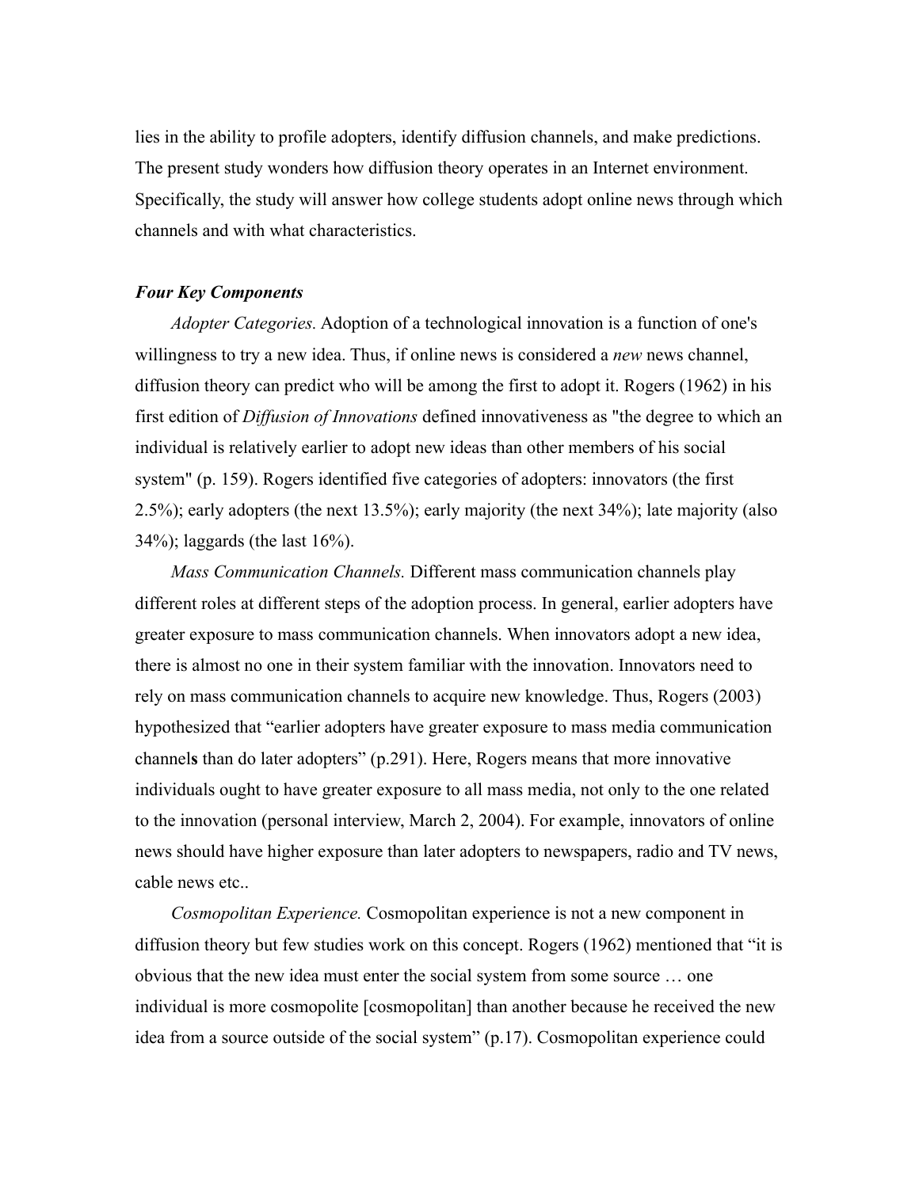lies in the ability to profile adopters, identify diffusion channels, and make predictions. The present study wonders how diffusion theory operates in an Internet environment. Specifically, the study will answer how college students adopt online news through which channels and with what characteristics.

### *Four Key Components*

*Adopter Categories.* Adoption of a technological innovation is a function of one's willingness to try a new idea. Thus, if online news is considered a *new* news channel, diffusion theory can predict who will be among the first to adopt it. Rogers (1962) in his first edition of *Diffusion of Innovations* defined innovativeness as "the degree to which an individual is relatively earlier to adopt new ideas than other members of his social system" (p. 159). Rogers identified five categories of adopters: innovators (the first 2.5%); early adopters (the next 13.5%); early majority (the next 34%); late majority (also 34%); laggards (the last 16%).

*Mass Communication Channels.* Different mass communication channels play different roles at different steps of the adoption process. In general, earlier adopters have greater exposure to mass communication channels. When innovators adopt a new idea, there is almost no one in their system familiar with the innovation. Innovators need to rely on mass communication channels to acquire new knowledge. Thus, Rogers (2003) hypothesized that "earlier adopters have greater exposure to mass media communication channel**s** than do later adopters" (p.291). Here, Rogers means that more innovative individuals ought to have greater exposure to all mass media, not only to the one related to the innovation (personal interview, March 2, 2004). For example, innovators of online news should have higher exposure than later adopters to newspapers, radio and TV news, cable news etc..

*Cosmopolitan Experience.* Cosmopolitan experience is not a new component in diffusion theory but few studies work on this concept. Rogers (1962) mentioned that "it is obvious that the new idea must enter the social system from some source … one individual is more cosmopolite [cosmopolitan] than another because he received the new idea from a source outside of the social system" (p.17). Cosmopolitan experience could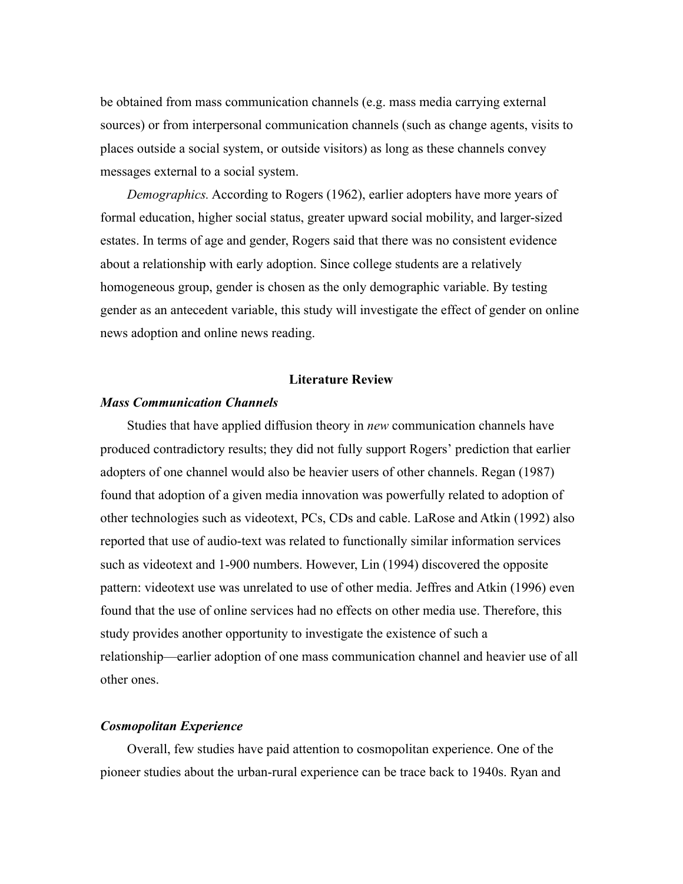be obtained from mass communication channels (e.g. mass media carrying external sources) or from interpersonal communication channels (such as change agents, visits to places outside a social system, or outside visitors) as long as these channels convey messages external to a social system.

*Demographics.* According to Rogers (1962), earlier adopters have more years of formal education, higher social status, greater upward social mobility, and larger-sized estates. In terms of age and gender, Rogers said that there was no consistent evidence about a relationship with early adoption. Since college students are a relatively homogeneous group, gender is chosen as the only demographic variable. By testing gender as an antecedent variable, this study will investigate the effect of gender on online news adoption and online news reading.

## Literature Review

### *Mass Communication Channels*

Studies that have applied diffusion theory in *new* communication channels have produced contradictory results; they did not fully support Rogers' prediction that earlier adopters of one channel would also be heavier users of other channels. Regan (1987) found that adoption of a given media innovation was powerfully related to adoption of other technologies such as videotext, PCs, CDs and cable. LaRose and Atkin (1992) also reported that use of audio-text was related to functionally similar information services such as videotext and 1-900 numbers. However, Lin (1994) discovered the opposite pattern: videotext use was unrelated to use of other media. Jeffres and Atkin (1996) even found that the use of online services had no effects on other media use. Therefore, this study provides another opportunity to investigate the existence of such a relationship—earlier adoption of one mass communication channel and heavier use of all other ones.

### *Cosmopolitan Experience*

Overall, few studies have paid attention to cosmopolitan experience. One of the pioneer studies about the urban-rural experience can be trace back to 1940s. Ryan and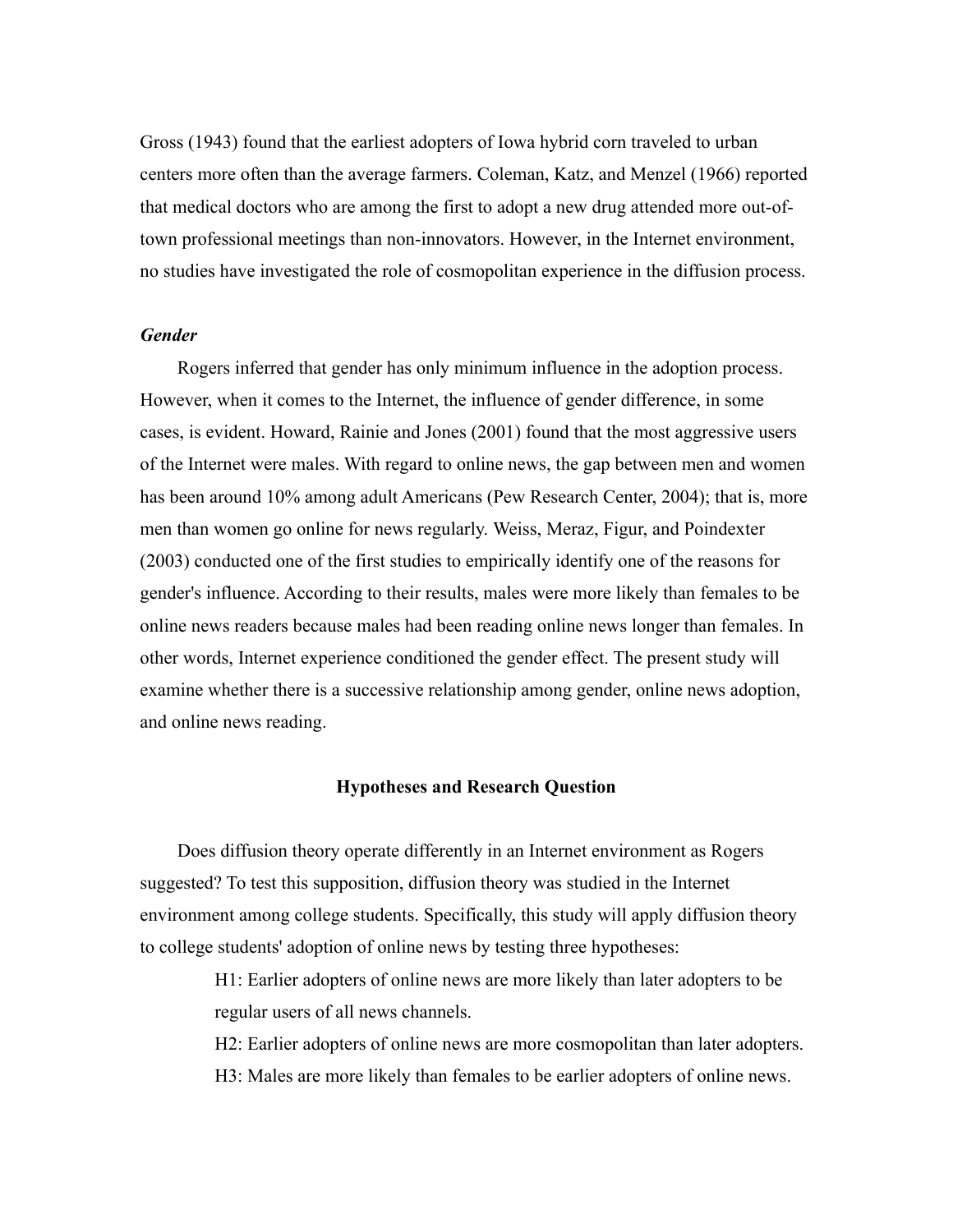Gross (1943) found that the earliest adopters of Iowa hybrid corn traveled to urban centers more often than the average farmers. Coleman, Katz, and Menzel (1966) reported that medical doctors who are among the first to adopt a new drug attended more out-of-town professional meetings than non-innovators. However, in the Internet environment, no studies have investigated the role of cosmopolitan experience in the diffusion process.

### *Gender*

Rogers inferred that gender has only minimum influence in the adoption process. However, when it comes to the Internet, the influence of gender difference, in some cases, is evident. Howard, Rainie and Jones (2001) found that the most aggressive users of the Internet were males. With regard to online news, the gap between men and women has been around 10% among adult Americans (Pew Research Center, 2004); that is, more men than women go online for news regularly. Weiss, Meraz, Figur, and Poindexter (2003) conducted one of the first studies to empirically identify one of the reasons for gender's influence. According to their results, males were more likely than females to be online news readers because males had been reading online news longer than females. In other words, Internet experience conditioned the gender effect. The present study will examine whether there is a successive relationship among gender, online news adoption, and online news reading.

## Hypotheses and Research Question

Does diffusion theory operate differently in an Internet environment as Rogers suggested? To test this supposition, diffusion theory was studied in the Internet environment among college students. Specifically, this study will apply diffusion theory to college students' adoption of online news by testing three hypotheses:

> H1: Earlier adopters of online news are more likely than later adopters to be regular users of all news channels.
>
> H2: Earlier adopters of online news are more cosmopolitan than later adopters.
>
> H3: Males are more likely than females to be earlier adopters of online news.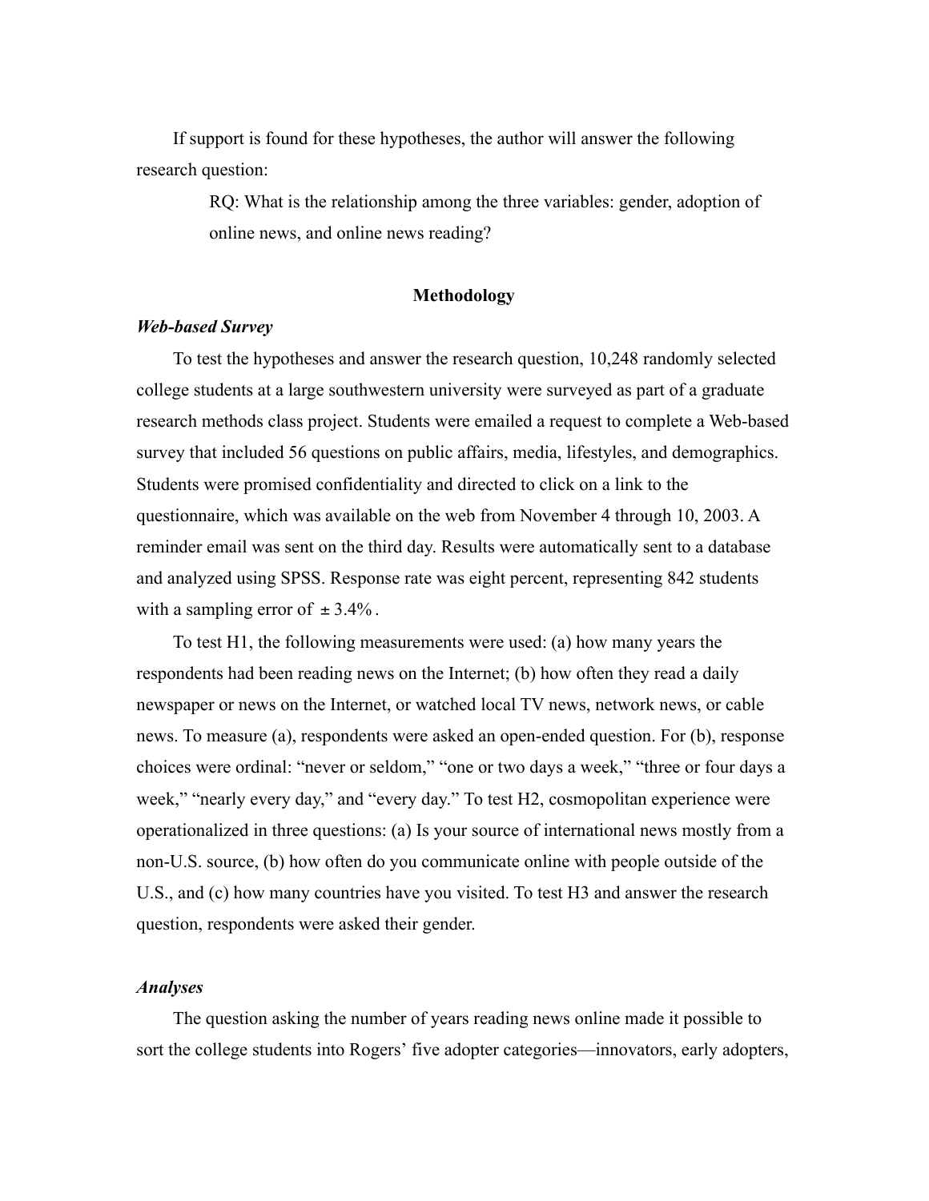If support is found for these hypotheses, the author will answer the following research question:

> RQ: What is the relationship among the three variables: gender, adoption of online news, and online news reading?

## Methodology

### *Web-based Survey*

To test the hypotheses and answer the research question, 10,248 randomly selected college students at a large southwestern university were surveyed as part of a graduate research methods class project. Students were emailed a request to complete a Web-based survey that included 56 questions on public affairs, media, lifestyles, and demographics. Students were promised confidentiality and directed to click on a link to the questionnaire, which was available on the web from November 4 through 10, 2003. A reminder email was sent on the third day. Results were automatically sent to a database and analyzed using SPSS. Response rate was eight percent, representing 842 students with a sampling error of $\pm 3.4\%$.

To test H1, the following measurements were used: (a) how many years the respondents had been reading news on the Internet; (b) how often they read a daily newspaper or news on the Internet, or watched local TV news, network news, or cable news. To measure (a), respondents were asked an open-ended question. For (b), response choices were ordinal: "never or seldom," "one or two days a week," "three or four days a week," "nearly every day," and "every day." To test H2, cosmopolitan experience were operationalized in three questions: (a) Is your source of international news mostly from a non-U.S. source, (b) how often do you communicate online with people outside of the U.S., and (c) how many countries have you visited. To test H3 and answer the research question, respondents were asked their gender.

### *Analyses*

The question asking the number of years reading news online made it possible to sort the college students into Rogers' five adopter categories—innovators, early adopters,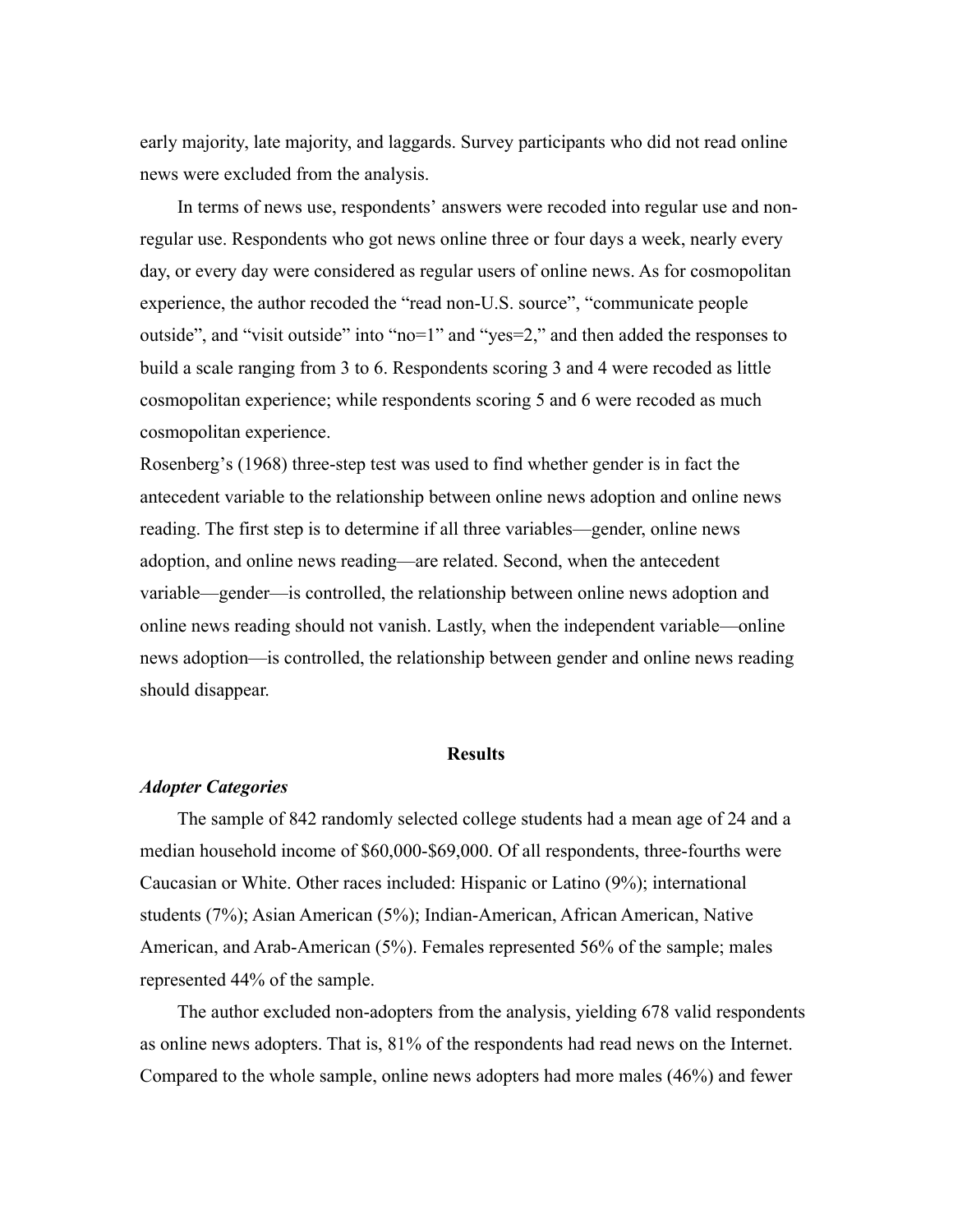early majority, late majority, and laggards. Survey participants who did not read online news were excluded from the analysis.

In terms of news use, respondents' answers were recoded into regular use and non-regular use. Respondents who got news online three or four days a week, nearly every day, or every day were considered as regular users of online news. As for cosmopolitan experience, the author recoded the "read non-U.S. source", "communicate people outside", and "visit outside" into "no=1" and "yes=2," and then added the responses to build a scale ranging from 3 to 6. Respondents scoring 3 and 4 were recoded as little cosmopolitan experience; while respondents scoring 5 and 6 were recoded as much cosmopolitan experience.

Rosenberg's (1968) three-step test was used to find whether gender is in fact the antecedent variable to the relationship between online news adoption and online news reading. The first step is to determine if all three variables—gender, online news adoption, and online news reading—are related. Second, when the antecedent variable—gender—is controlled, the relationship between online news adoption and online news reading should not vanish. Lastly, when the independent variable—online news adoption—is controlled, the relationship between gender and online news reading should disappear.

## Results

### *Adopter Categories*

The sample of 842 randomly selected college students had a mean age of 24 and a median household income of $60,000-$69,000. Of all respondents, three-fourths were Caucasian or White. Other races included: Hispanic or Latino (9%); international students (7%); Asian American (5%); Indian-American, African American, Native American, and Arab-American (5%). Females represented 56% of the sample; males represented 44% of the sample.

The author excluded non-adopters from the analysis, yielding 678 valid respondents as online news adopters. That is, 81% of the respondents had read news on the Internet. Compared to the whole sample, online news adopters had more males (46%) and fewer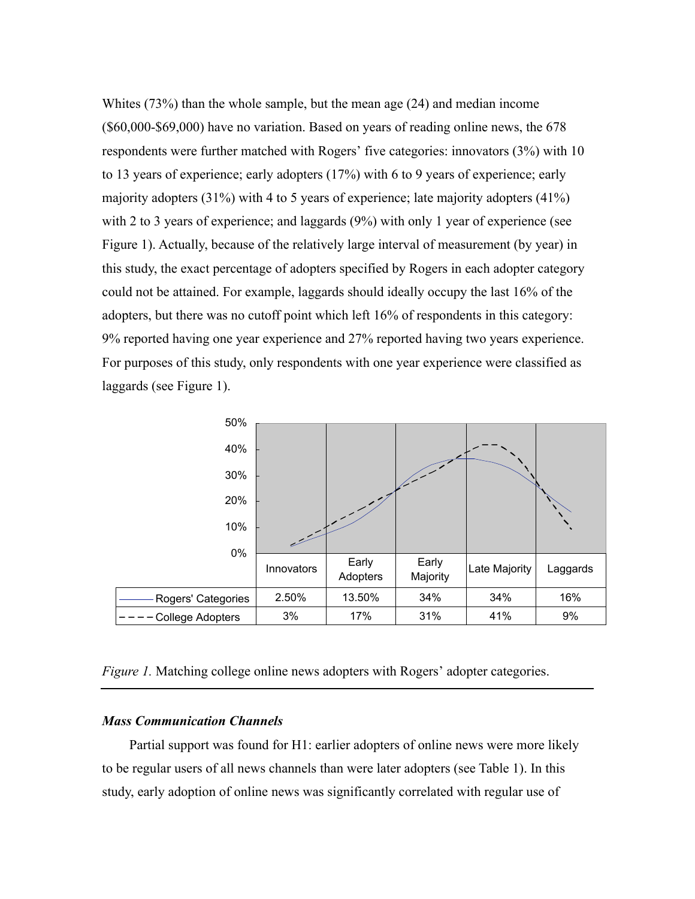Whites (73%) than the whole sample, but the mean age (24) and median income ($60,000-$69,000) have no variation. Based on years of reading online news, the 678 respondents were further matched with Rogers' five categories: innovators (3%) with 10 to 13 years of experience; early adopters (17%) with 6 to 9 years of experience; early majority adopters (31%) with 4 to 5 years of experience; late majority adopters (41%) with 2 to 3 years of experience; and laggards (9%) with only 1 year of experience (see Figure 1). Actually, because of the relatively large interval of measurement (by year) in this study, the exact percentage of adopters specified by Rogers in each adopter category could not be attained. For example, laggards should ideally occupy the last 16% of the adopters, but there was no cutoff point which left 16% of respondents in this category: 9% reported having one year experience and 27% reported having two years experience. For purposes of this study, only respondents with one year experience were classified as laggards (see Figure 1).

| | Innovators | Early Adopters | Early Majority | Late Majority | Laggards |
|---|---|---|---|---|---|
| Rogers' Categories | 2.50% | 13.50% | 34% | 34% | 16% |
| College Adopters | 3% | 17% | 31% | 41% | 9% |

*Figure 1.* Matching college online news adopters with Rogers' adopter categories.

### *Mass Communication Channels*

Partial support was found for H1: earlier adopters of online news were more likely to be regular users of all news channels than were later adopters (see Table 1). In this study, early adoption of online news was significantly correlated with regular use of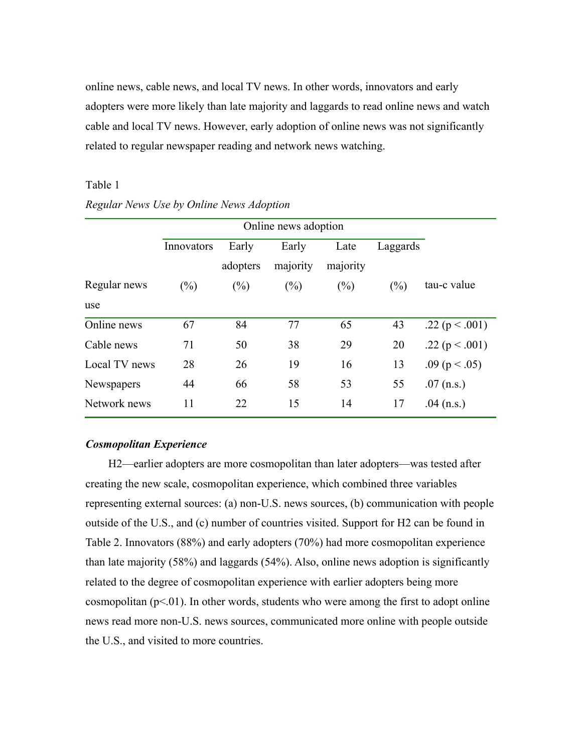online news, cable news, and local TV news. In other words, innovators and early adopters were more likely than late majority and laggards to read online news and watch cable and local TV news. However, early adoption of online news was not significantly related to regular newspaper reading and network news watching.

Table 1

*Regular News Use by Online News Adoption*

| | Online news adoption | | | | | |
|---|---|---|---|---|---|---|
| | Innovators | Early adopters | Early majority | Late majority | Laggards | |
| Regular news use | (%) | (%) | (%) | (%) | (%) | tau-c value |
| Online news | 67 | 84 | 77 | 65 | 43 | .22 ($p < .001$) |
| Cable news | 71 | 50 | 38 | 29 | 20 | .22 ($p < .001$) |
| Local TV news | 28 | 26 | 19 | 16 | 13 | .09 ($p < .05$) |
| Newspapers | 44 | 66 | 58 | 53 | 55 | .07 (n.s.) |
| Network news | 11 | 22 | 15 | 14 | 17 | .04 (n.s.) |

### *Cosmopolitan Experience*

H2—earlier adopters are more cosmopolitan than later adopters—was tested after creating the new scale, cosmopolitan experience, which combined three variables representing external sources: (a) non-U.S. news sources, (b) communication with people outside of the U.S., and (c) number of countries visited. Support for H2 can be found in Table 2. Innovators (88%) and early adopters (70%) had more cosmopolitan experience than late majority (58%) and laggards (54%). Also, online news adoption is significantly related to the degree of cosmopolitan experience with earlier adopters being more cosmopolitan ($p<.01$). In other words, students who were among the first to adopt online news read more non-U.S. news sources, communicated more online with people outside the U.S., and visited to more countries.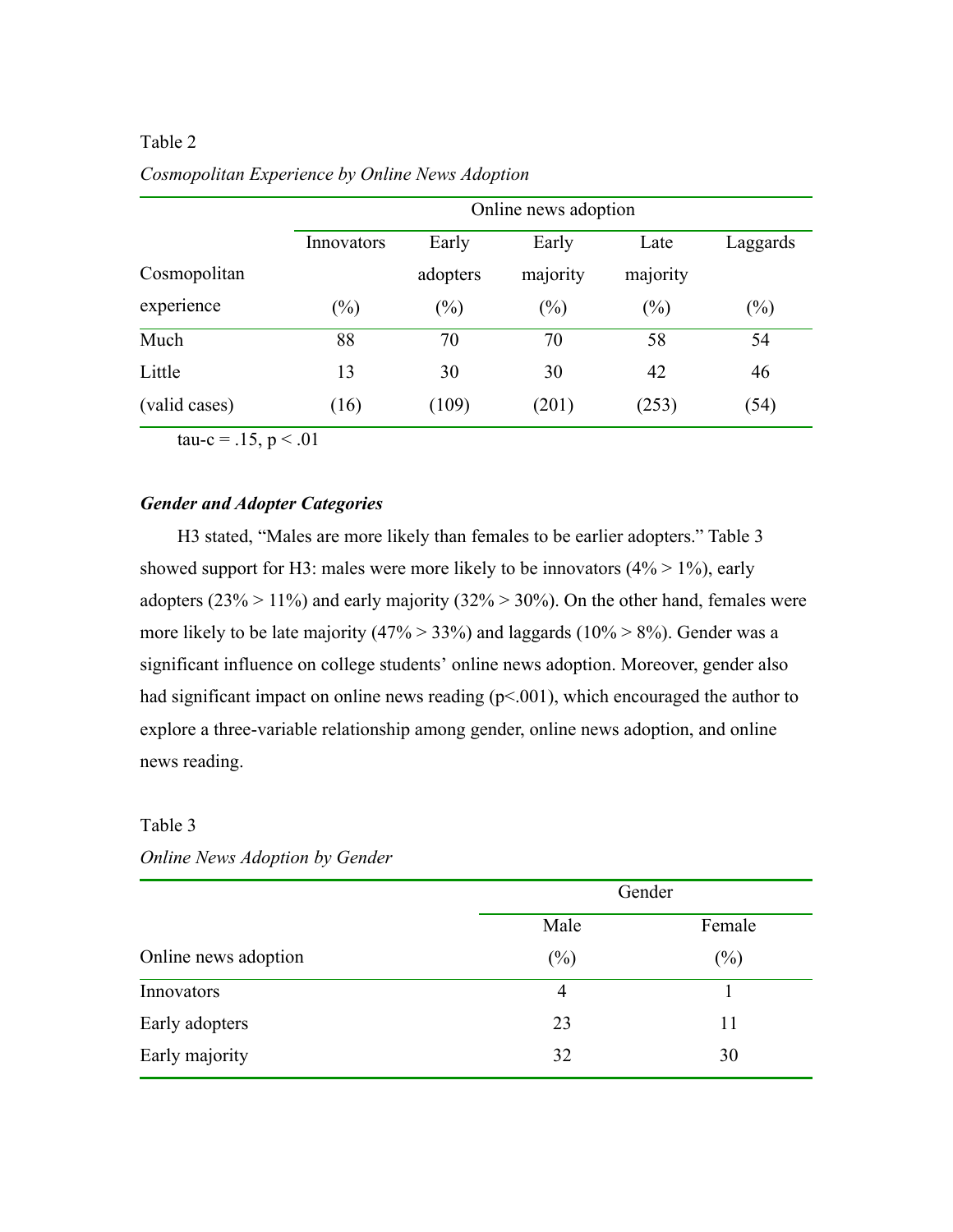Table 2

*Cosmopolitan Experience by Online News Adoption*

| | Online news adoption | | | | |
|---|---|---|---|---|---|
| Cosmopolitan experience | Innovators (%) | Early adopters (%) | Early majority (%) | Late majority (%) | Laggards (%) |
| Much | 88 | 70 | 70 | 58 | 54 |
| Little | 13 | 30 | 30 | 42 | 46 |
| (valid cases) | (16) | (109) | (201) | (253) | (54) |

tau-c = .15, $p < .01$

***Gender and Adopter Categories***

H3 stated, "Males are more likely than females to be earlier adopters." Table 3 showed support for H3: males were more likely to be innovators (4% > 1%), early adopters (23% > 11%) and early majority (32% > 30%). On the other hand, females were more likely to be late majority (47% > 33%) and laggards (10% > 8%). Gender was a significant influence on college students' online news adoption. Moreover, gender also had significant impact on online news reading ($p<.001$), which encouraged the author to explore a three-variable relationship among gender, online news adoption, and online news reading.

Table 3

*Online News Adoption by Gender*

| | Gender | |
|---|---|---|
| Online news adoption | Male (%) | Female (%) |
| Innovators | 4 | 1 |
| Early adopters | 23 | 11 |
| Early majority | 32 | 30 |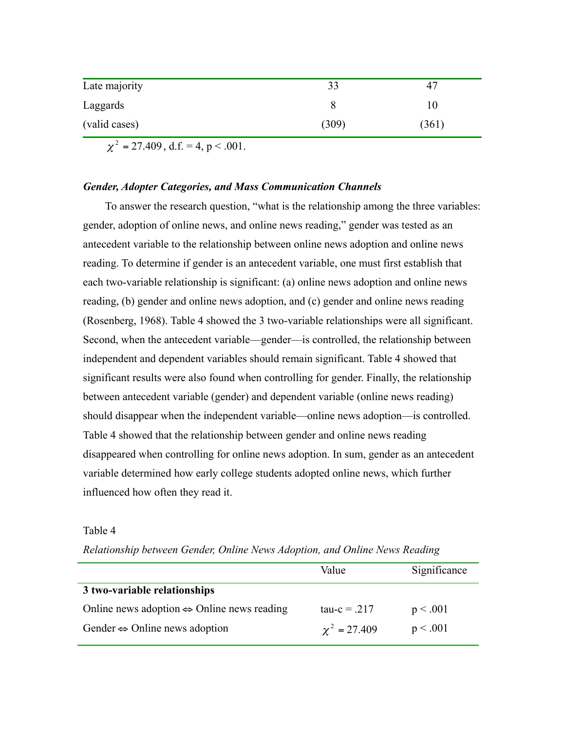| | | |
|---|---|---|
| Late majority | 33 | 47 |
| Laggards | 8 | 10 |
| (valid cases) | (309) | (361) |

$\chi^2 = 27.409$, d.f. = 4, $p < .001$.

***Gender, Adopter Categories, and Mass Communication Channels***

To answer the research question, "what is the relationship among the three variables: gender, adoption of online news, and online news reading," gender was tested as an antecedent variable to the relationship between online news adoption and online news reading. To determine if gender is an antecedent variable, one must first establish that each two-variable relationship is significant: (a) online news adoption and online news reading, (b) gender and online news adoption, and (c) gender and online news reading (Rosenberg, 1968). Table 4 showed the 3 two-variable relationships were all significant. Second, when the antecedent variable—gender—is controlled, the relationship between independent and dependent variables should remain significant. Table 4 showed that significant results were also found when controlling for gender. Finally, the relationship between antecedent variable (gender) and dependent variable (online news reading) should disappear when the independent variable—online news adoption—is controlled. Table 4 showed that the relationship between gender and online news reading disappeared when controlling for online news adoption. In sum, gender as an antecedent variable determined how early college students adopted online news, which further influenced how often they read it.

Table 4

*Relationship between Gender, Online News Adoption, and Online News Reading*

| | Value | Significance |
|---|---|---|
| **3 two-variable relationships** | | |
| Online news adoption ⇔ Online news reading | tau-c = .217 | $p < .001$ |
| Gender ⇔ Online news adoption | $\chi^2 = 27.409$ | $p < .001$ |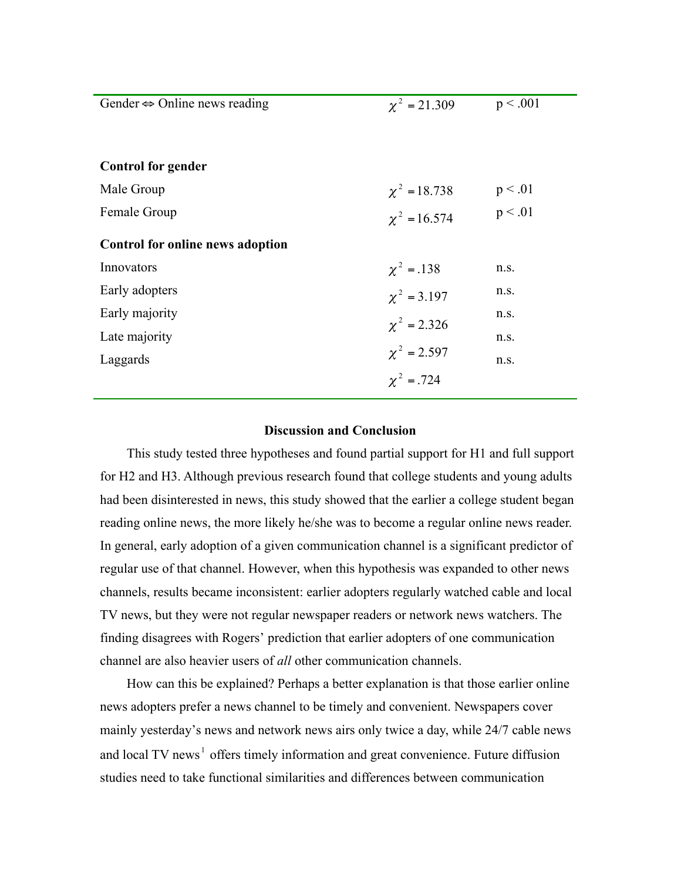| Gender ⇔ Online news reading | $\chi^2 = 21.309$ | $p < .001$ |
|---|---|---|
| | | |
| **Control for gender** | | |
| Male Group | $\chi^2 = 18.738$ | $p < .01$ |
| Female Group | $\chi^2 = 16.574$ | $p < .01$ |
| **Control for online news adoption** | | |
| Innovators | $\chi^2 = .138$ | n.s. |
| Early adopters | $\chi^2 = 3.197$ | n.s. |
| Early majority | $\chi^2 = 2.326$ | n.s. |
| Late majority | $\chi^2 = 2.597$ | n.s. |
| Laggards | $\chi^2 = .724$ | n.s. |

## Discussion and Conclusion

This study tested three hypotheses and found partial support for H1 and full support for H2 and H3. Although previous research found that college students and young adults had been disinterested in news, this study showed that the earlier a college student began reading online news, the more likely he/she was to become a regular online news reader. In general, early adoption of a given communication channel is a significant predictor of regular use of that channel. However, when this hypothesis was expanded to other news channels, results became inconsistent: earlier adopters regularly watched cable and local TV news, but they were not regular newspaper readers or network news watchers. The finding disagrees with Rogers' prediction that earlier adopters of one communication channel are also heavier users of *all* other communication channels.

How can this be explained? Perhaps a better explanation is that those earlier online news adopters prefer a news channel to be timely and convenient. Newspapers cover mainly yesterday's news and network news airs only twice a day, while 24/7 cable news and local TV news[1] offers timely information and great convenience. Future diffusion studies need to take functional similarities and differences between communication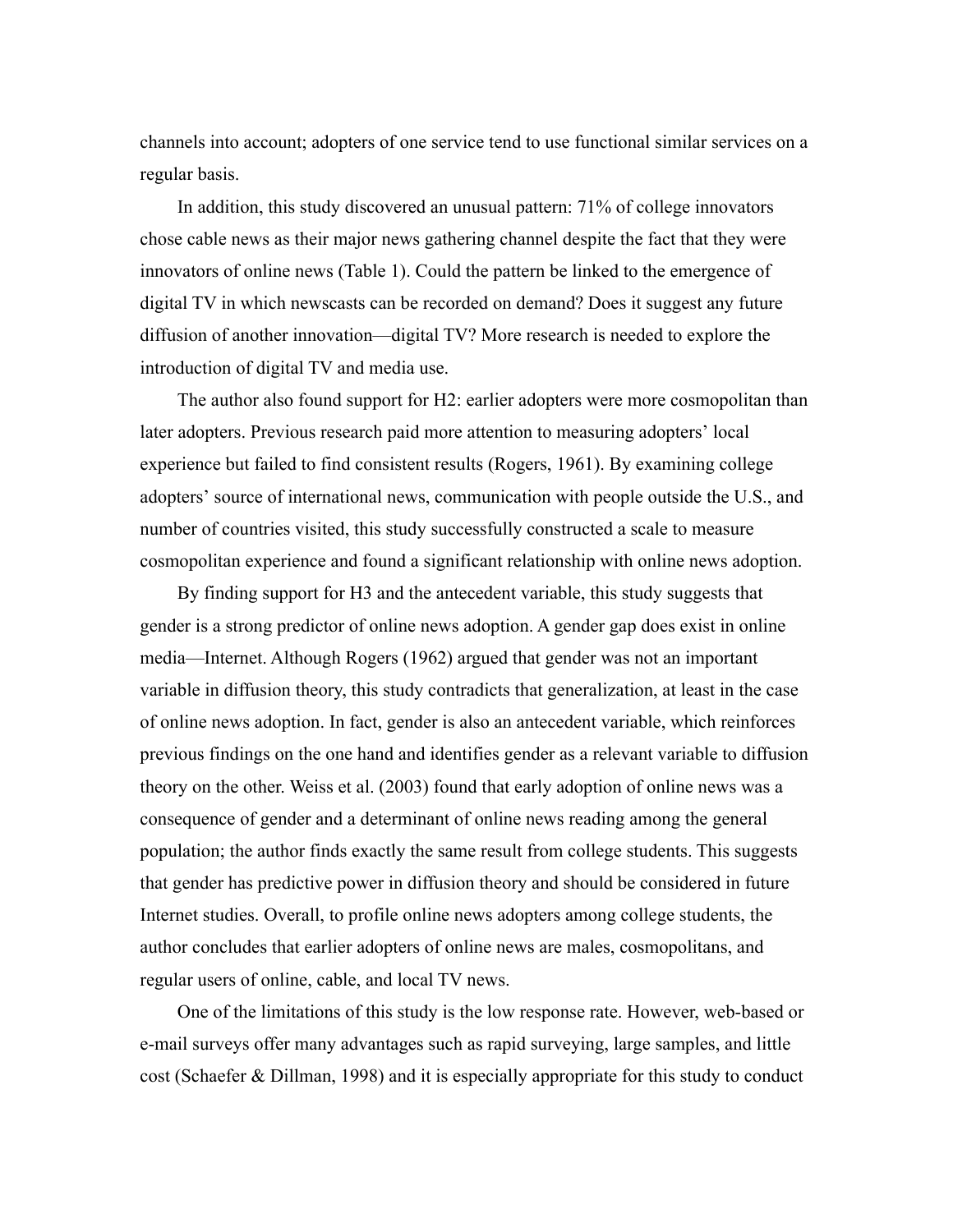channels into account; adopters of one service tend to use functional similar services on a regular basis.

In addition, this study discovered an unusual pattern: 71% of college innovators chose cable news as their major news gathering channel despite the fact that they were innovators of online news (Table 1). Could the pattern be linked to the emergence of digital TV in which newscasts can be recorded on demand? Does it suggest any future diffusion of another innovation—digital TV? More research is needed to explore the introduction of digital TV and media use.

The author also found support for H2: earlier adopters were more cosmopolitan than later adopters. Previous research paid more attention to measuring adopters' local experience but failed to find consistent results (Rogers, 1961). By examining college adopters' source of international news, communication with people outside the U.S., and number of countries visited, this study successfully constructed a scale to measure cosmopolitan experience and found a significant relationship with online news adoption.

By finding support for H3 and the antecedent variable, this study suggests that gender is a strong predictor of online news adoption. A gender gap does exist in online media—Internet. Although Rogers (1962) argued that gender was not an important variable in diffusion theory, this study contradicts that generalization, at least in the case of online news adoption. In fact, gender is also an antecedent variable, which reinforces previous findings on the one hand and identifies gender as a relevant variable to diffusion theory on the other. Weiss et al. (2003) found that early adoption of online news was a consequence of gender and a determinant of online news reading among the general population; the author finds exactly the same result from college students. This suggests that gender has predictive power in diffusion theory and should be considered in future Internet studies. Overall, to profile online news adopters among college students, the author concludes that earlier adopters of online news are males, cosmopolitans, and regular users of online, cable, and local TV news.

One of the limitations of this study is the low response rate. However, web-based or e-mail surveys offer many advantages such as rapid surveying, large samples, and little cost (Schaefer & Dillman, 1998) and it is especially appropriate for this study to conduct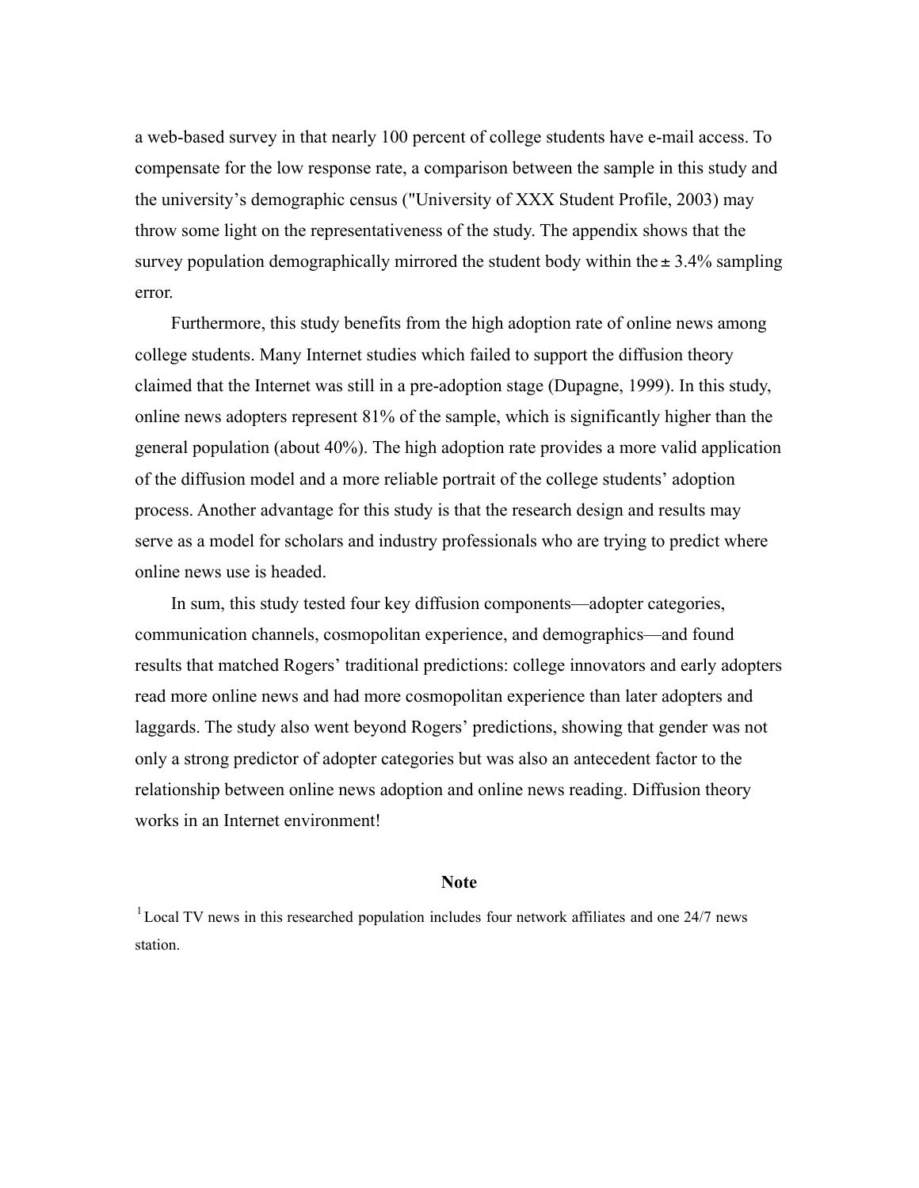a web-based survey in that nearly 100 percent of college students have e-mail access. To compensate for the low response rate, a comparison between the sample in this study and the university's demographic census ("University of XXX Student Profile, 2003) may throw some light on the representativeness of the study. The appendix shows that the survey population demographically mirrored the student body within the ± 3.4% sampling error.

Furthermore, this study benefits from the high adoption rate of online news among college students. Many Internet studies which failed to support the diffusion theory claimed that the Internet was still in a pre-adoption stage (Dupagne, 1999). In this study, online news adopters represent 81% of the sample, which is significantly higher than the general population (about 40%). The high adoption rate provides a more valid application of the diffusion model and a more reliable portrait of the college students' adoption process. Another advantage for this study is that the research design and results may serve as a model for scholars and industry professionals who are trying to predict where online news use is headed.

In sum, this study tested four key diffusion components—adopter categories, communication channels, cosmopolitan experience, and demographics—and found results that matched Rogers' traditional predictions: college innovators and early adopters read more online news and had more cosmopolitan experience than later adopters and laggards. The study also went beyond Rogers' predictions, showing that gender was not only a strong predictor of adopter categories but was also an antecedent factor to the relationship between online news adoption and online news reading. Diffusion theory works in an Internet environment!

## Note

[1] Local TV news in this researched population includes four network affiliates and one 24/7 news station.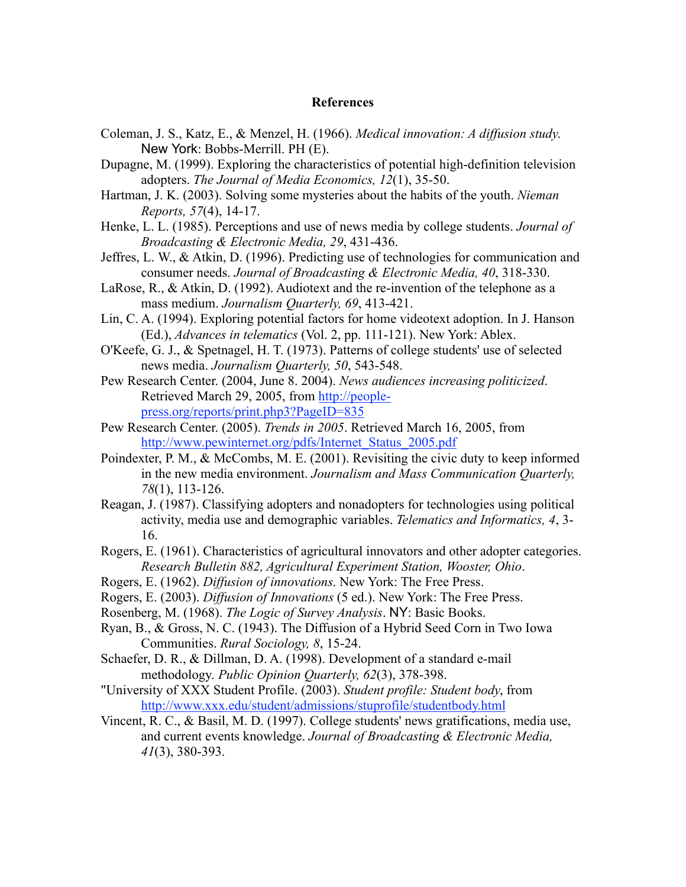# References

Coleman, J. S., Katz, E., & Menzel, H. (1966). *Medical innovation: A diffusion study*. New York: Bobbs-Merrill. PH (E).

Dupagne, M. (1999). Exploring the characteristics of potential high-definition television adopters. *The Journal of Media Economics, 12*(1), 35-50.

Hartman, J. K. (2003). Solving some mysteries about the habits of the youth. *Nieman Reports, 57*(4), 14-17.

Henke, L. L. (1985). Perceptions and use of news media by college students. *Journal of Broadcasting & Electronic Media, 29*, 431-436.

Jeffres, L. W., & Atkin, D. (1996). Predicting use of technologies for communication and consumer needs. *Journal of Broadcasting & Electronic Media, 40*, 318-330.

LaRose, R., & Atkin, D. (1992). Audiotext and the re-invention of the telephone as a mass medium. *Journalism Quarterly, 69*, 413-421.

Lin, C. A. (1994). Exploring potential factors for home videotext adoption. In J. Hanson (Ed.), *Advances in telematics* (Vol. 2, pp. 111-121). New York: Ablex.

O'Keefe, G. J., & Spetnagel, H. T. (1973). Patterns of college students' use of selected news media. *Journalism Quarterly, 50*, 543-548.

Pew Research Center. (2004, June 8. 2004). *News audiences increasing politicized*. Retrieved March 29, 2005, from http://people-press.org/reports/print.php3?PageID=835

Pew Research Center. (2005). *Trends in 2005*. Retrieved March 16, 2005, from http://www.pewinternet.org/pdfs/Internet_Status_2005.pdf

Poindexter, P. M., & McCombs, M. E. (2001). Revisiting the civic duty to keep informed in the new media environment. *Journalism and Mass Communication Quarterly, 78*(1), 113-126.

Reagan, J. (1987). Classifying adopters and nonadopters for technologies using political activity, media use and demographic variables. *Telematics and Informatics, 4*, 3-16.

Rogers, E. (1961). Characteristics of agricultural innovators and other adopter categories. *Research Bulletin 882, Agricultural Experiment Station, Wooster, Ohio*.

Rogers, E. (1962). *Diffusion of innovations*. New York: The Free Press.

Rogers, E. (2003). *Diffusion of Innovations* (5 ed.). New York: The Free Press.

Rosenberg, M. (1968). *The Logic of Survey Analysis*. NY: Basic Books.

Ryan, B., & Gross, N. C. (1943). The Diffusion of a Hybrid Seed Corn in Two Iowa Communities. *Rural Sociology, 8*, 15-24.

Schaefer, D. R., & Dillman, D. A. (1998). Development of a standard e-mail methodology. *Public Opinion Quarterly, 62*(3), 378-398.

"University of XXX Student Profile. (2003). *Student profile: Student body*, from http://www.xxx.edu/student/admissions/stuprofile/studentbody.html

Vincent, R. C., & Basil, M. D. (1997). College students' news gratifications, media use, and current events knowledge. *Journal of Broadcasting & Electronic Media, 41*(3), 380-393.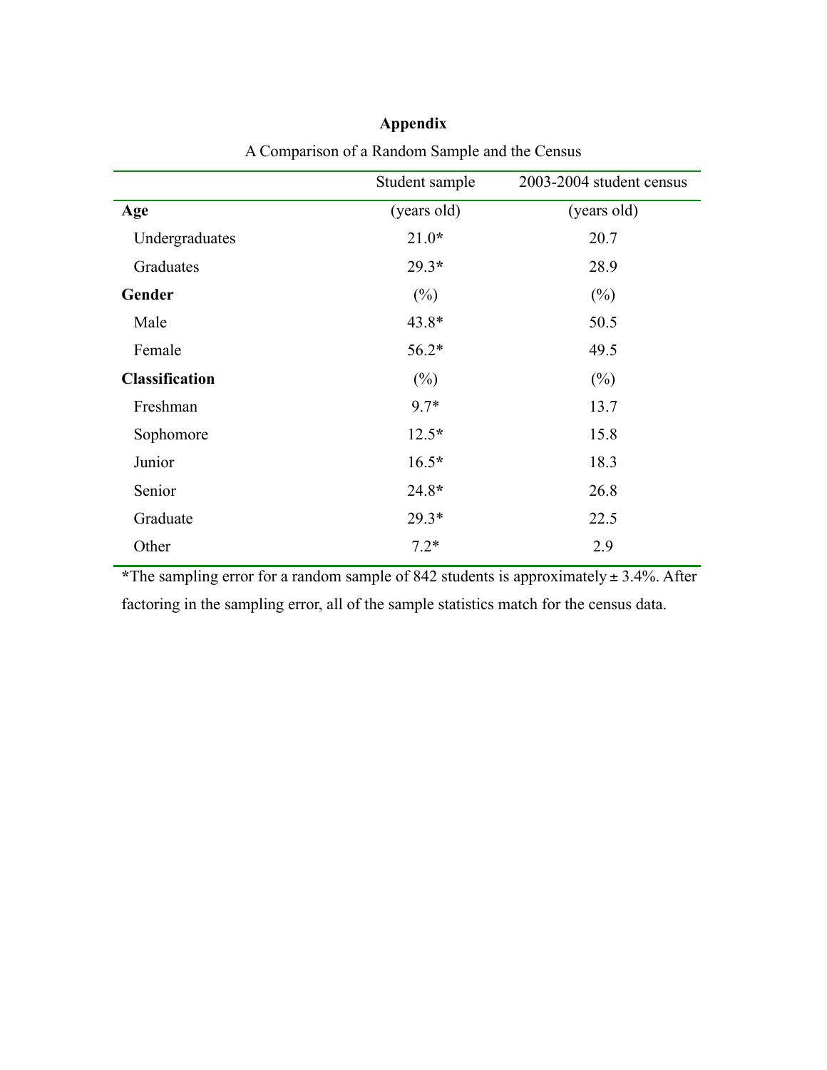# Appendix

A Comparison of a Random Sample and the Census

| | Student sample | 2003-2004 student census |
|---|---|---|
| **Age** | (years old) | (years old) |
| Undergraduates | 21.0* | 20.7 |
| Graduates | 29.3* | 28.9 |
| **Gender** | (%) | (%) |
| Male | 43.8* | 50.5 |
| Female | 56.2* | 49.5 |
| **Classification** | (%) | (%) |
| Freshman | 9.7* | 13.7 |
| Sophomore | 12.5* | 15.8 |
| Junior | 16.5* | 18.3 |
| Senior | 24.8* | 26.8 |
| Graduate | 29.3* | 22.5 |
| Other | 7.2* | 2.9 |

*The sampling error for a random sample of 842 students is approximately ± 3.4%. After factoring in the sampling error, all of the sample statistics match for the census data.